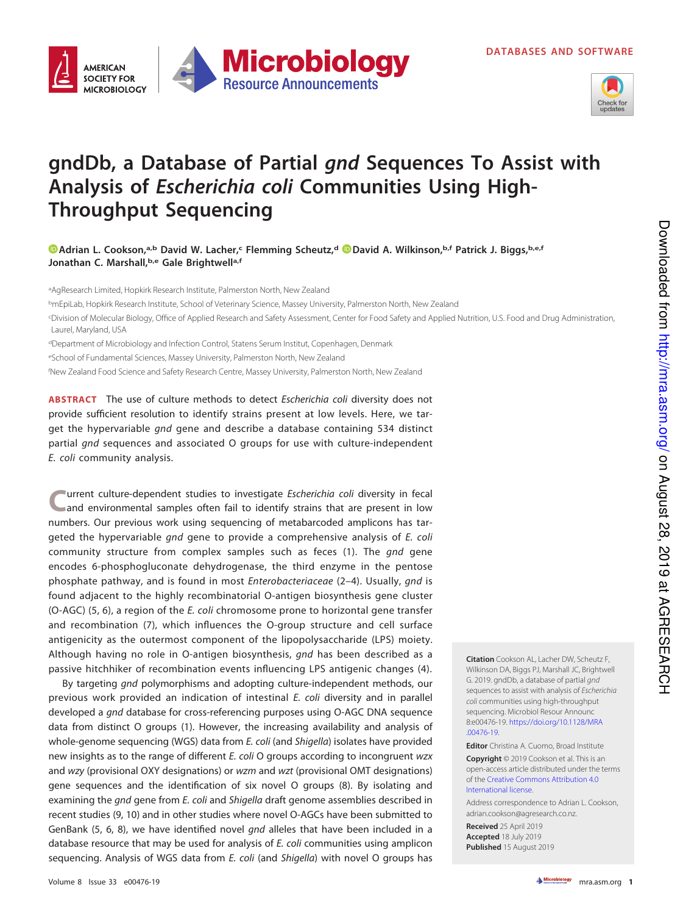DATABASES AND SOFTWARE

# gndDb, a Database of Partial *gnd* Sequences To Assist with Analysis of *Escherichia coli* Communities Using High-Throughput Sequencing

**Adrian L. Cookson,[a,b] David W. Lacher,[c] Flemming Scheutz,[d] David A. Wilkinson,[b,f] Patrick J. Biggs,[b,e,f] Jonathan C. Marshall,[b,e] Gale Brightwell[a,f]**

[a]AgResearch Limited, Hopkirk Research Institute, Palmerston North, New Zealand

[b]mEpiLab, Hopkirk Research Institute, School of Veterinary Science, Massey University, Palmerston North, New Zealand

[c]Division of Molecular Biology, Office of Applied Research and Safety Assessment, Center for Food Safety and Applied Nutrition, U.S. Food and Drug Administration, Laurel, Maryland, USA

[d]Department of Microbiology and Infection Control, Statens Serum Institut, Copenhagen, Denmark

[e]School of Fundamental Sciences, Massey University, Palmerston North, New Zealand

[f]New Zealand Food Science and Safety Research Centre, Massey University, Palmerston North, New Zealand

**ABSTRACT** The use of culture methods to detect *Escherichia coli* diversity does not provide sufficient resolution to identify strains present at low levels. Here, we target the hypervariable *gnd* gene and describe a database containing 534 distinct partial *gnd* sequences and associated O groups for use with culture-independent *E. coli* community analysis.

Current culture-dependent studies to investigate *Escherichia coli* diversity in fecal and environmental samples often fail to identify strains that are present in low numbers. Our previous work using sequencing of metabarcoded amplicons has targeted the hypervariable *gnd* gene to provide a comprehensive analysis of *E. coli* community structure from complex samples such as feces (1). The *gnd* gene encodes 6-phosphogluconate dehydrogenase, the third enzyme in the pentose phosphate pathway, and is found in most *Enterobacteriaceae* (2–4). Usually, *gnd* is found adjacent to the highly recombinatorial O-antigen biosynthesis gene cluster (O-AGC) (5, 6), a region of the *E. coli* chromosome prone to horizontal gene transfer and recombination (7), which influences the O-group structure and cell surface antigenicity as the outermost component of the lipopolysaccharide (LPS) moiety. Although having no role in O-antigen biosynthesis, *gnd* has been described as a passive hitchhiker of recombination events influencing LPS antigenic changes (4).

By targeting *gnd* polymorphisms and adopting culture-independent methods, our previous work provided an indication of intestinal *E. coli* diversity and in parallel developed a *gnd* database for cross-referencing purposes using O-AGC DNA sequence data from distinct O groups (1). However, the increasing availability and analysis of whole-genome sequencing (WGS) data from *E. coli* (and *Shigella*) isolates have provided new insights as to the range of different *E. coli* O groups according to incongruent *wzx* and *wzy* (provisional OXY designations) or *wzm* and *wzt* (provisional OMT designations) gene sequences and the identification of six novel O groups (8). By isolating and examining the *gnd* gene from *E. coli* and *Shigella* draft genome assemblies described in recent studies (9, 10) and in other studies where novel O-AGCs have been submitted to GenBank (5, 6, 8), we have identified novel *gnd* alleles that have been included in a database resource that may be used for analysis of *E. coli* communities using amplicon sequencing. Analysis of WGS data from *E. coli* (and *Shigella*) with novel O groups has

**Citation** Cookson AL, Lacher DW, Scheutz F, Wilkinson DA, Biggs PJ, Marshall JC, Brightwell G. 2019. gndDb, a database of partial *gnd* sequences to assist with analysis of *Escherichia coli* communities using high-throughput sequencing. Microbiol Resour Announc 8:e00476-19. https://doi.org/10.1128/MRA.00476-19.

**Editor** Christina A. Cuomo, Broad Institute

**Copyright** © 2019 Cookson et al. This is an open-access article distributed under the terms of the Creative Commons Attribution 4.0 International license.

Address correspondence to Adrian L. Cookson, adrian.cookson@agresearch.co.nz.

**Received** 25 April 2019
**Accepted** 18 July 2019
**Published** 15 August 2019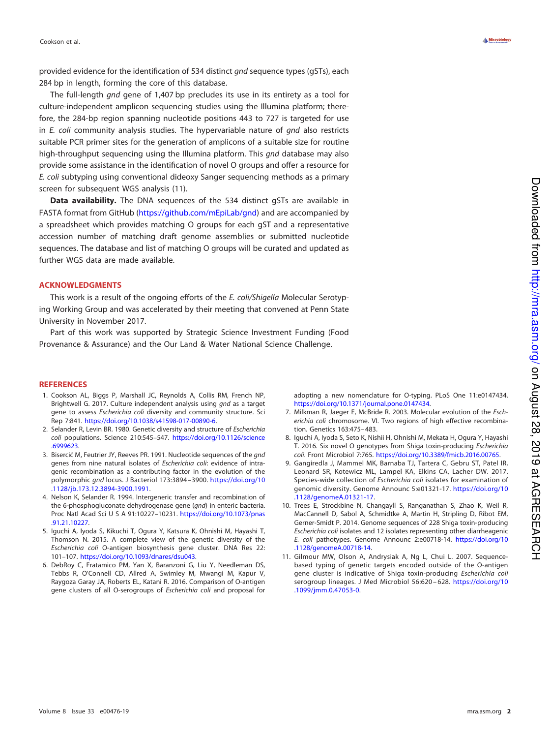provided evidence for the identification of 534 distinct *gnd* sequence types (gSTs), each 284 bp in length, forming the core of this database.

The full-length *gnd* gene of 1,407 bp precludes its use in its entirety as a tool for culture-independent amplicon sequencing studies using the Illumina platform; therefore, the 284-bp region spanning nucleotide positions 443 to 727 is targeted for use in *E. coli* community analysis studies. The hypervariable nature of *gnd* also restricts suitable PCR primer sites for the generation of amplicons of a suitable size for routine high-throughput sequencing using the Illumina platform. This *gnd* database may also provide some assistance in the identification of novel O groups and offer a resource for *E. coli* subtyping using conventional dideoxy Sanger sequencing methods as a primary screen for subsequent WGS analysis (11).

**Data availability.** The DNA sequences of the 534 distinct gSTs are available in FASTA format from GitHub (https://github.com/mEpiLab/gnd) and are accompanied by a spreadsheet which provides matching O groups for each gST and a representative accession number of matching draft genome assemblies or submitted nucleotide sequences. The database and list of matching O groups will be curated and updated as further WGS data are made available.

## ACKNOWLEDGMENTS

This work is a result of the ongoing efforts of the *E. coli/Shigella* Molecular Serotyping Working Group and was accelerated by their meeting that convened at Penn State University in November 2017.

Part of this work was supported by Strategic Science Investment Funding (Food Provenance & Assurance) and the Our Land & Water National Science Challenge.

## REFERENCES

1. Cookson AL, Biggs P, Marshall JC, Reynolds A, Collis RM, French NP, Brightwell G. 2017. Culture independent analysis using *gnd* as a target gene to assess *Escherichia coli* diversity and community structure. Sci Rep 7:841. https://doi.org/10.1038/s41598-017-00890-6.
2. Selander R, Levin BR. 1980. Genetic diversity and structure of *Escherichia coli* populations. Science 210:545–547. https://doi.org/10.1126/science.6999623.
3. Bisercić M, Feutrier JY, Reeves PR. 1991. Nucleotide sequences of the *gnd* genes from nine natural isolates of *Escherichia coli*: evidence of intragenic recombination as a contributing factor in the evolution of the polymorphic *gnd* locus. J Bacteriol 173:3894–3900. https://doi.org/10.1128/jb.173.12.3894-3900.1991.
4. Nelson K, Selander R. 1994. Intergeneric transfer and recombination of the 6-phosphogluconate dehydrogenase gene (*gnd*) in enteric bacteria. Proc Natl Acad Sci U S A 91:10227–10231. https://doi.org/10.1073/pnas.91.21.10227.
5. Iguchi A, Iyoda S, Kikuchi T, Ogura Y, Katsura K, Ohnishi M, Hayashi T, Thomson N. 2015. A complete view of the genetic diversity of the *Escherichia coli* O-antigen biosynthesis gene cluster. DNA Res 22:101–107. https://doi.org/10.1093/dnares/dsu043.
6. DebRoy C, Fratamico PM, Yan X, Baranzoni G, Liu Y, Needleman DS, Tebbs R, O'Connell CD, Allred A, Swimley M, Mwangi M, Kapur V, Raygoza Garay JA, Roberts EL, Katani R. 2016. Comparison of O-antigen gene clusters of all O-serogroups of *Escherichia coli* and proposal for adopting a new nomenclature for O-typing. PLoS One 11:e0147434. https://doi.org/10.1371/journal.pone.0147434.
7. Milkman R, Jaeger E, McBride R. 2003. Molecular evolution of the *Escherichia coli* chromosome. VI. Two regions of high effective recombination. Genetics 163:475–483.
8. Iguchi A, Iyoda S, Seto K, Nishii H, Ohnishi M, Mekata H, Ogura Y, Hayashi T. 2016. Six novel O genotypes from Shiga toxin-producing *Escherichia coli*. Front Microbiol 7:765. https://doi.org/10.3389/fmicb.2016.00765.
9. Gangiredla J, Mammel MK, Barnaba TJ, Tartera C, Gebru ST, Patel IR, Leonard SR, Kotewicz ML, Lampel KA, Elkins CA, Lacher DW. 2017. Species-wide collection of *Escherichia coli* isolates for examination of genomic diversity. Genome Announc 5:e01321-17. https://doi.org/10.1128/genomeA.01321-17.
10. Trees E, Strockbine N, Changayll S, Ranganathan S, Zhao K, Weil R, MacCannell D, Sabol A, Schmidtke A, Martin H, Stripling D, Ribot EM, Gerner-Smidt P. 2014. Genome sequences of 228 Shiga toxin-producing *Escherichia coli* isolates and 12 isolates representing other diarrheagenic *E. coli* pathotypes. Genome Announc 2:e00718-14. https://doi.org/10.1128/genomeA.00718-14.
11. Gilmour MW, Olson A, Andrysiak A, Ng L, Chui L. 2007. Sequence-based typing of genetic targets encoded outside of the O-antigen gene cluster is indicative of Shiga toxin-producing *Escherichia coli* serogroup lineages. J Med Microbiol 56:620–628. https://doi.org/10.1099/jmm.0.47053-0.